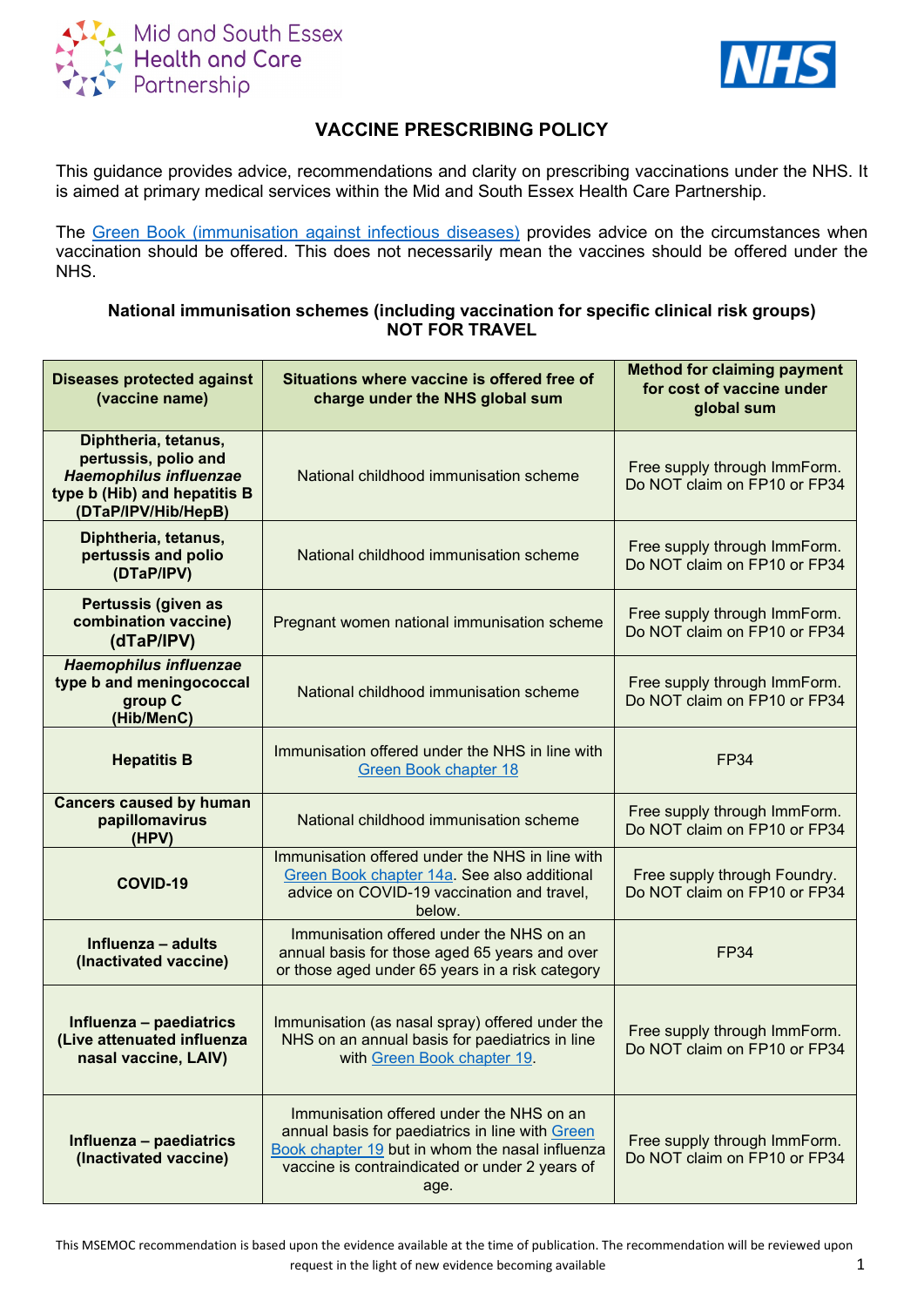Mid and South Essex Health and Care Partnership

NHS

# VACCINE PRESCRIBING POLICY

This guidance provides advice, recommendations and clarity on prescribing vaccinations under the NHS. It is aimed at primary medical services within the Mid and South Essex Health Care Partnership.

The Green Book (immunisation against infectious diseases) provides advice on the circumstances when vaccination should be offered. This does not necessarily mean the vaccines should be offered under the NHS.

### National immunisation schemes (including vaccination for specific clinical risk groups) NOT FOR TRAVEL

| Diseases protected against (vaccine name) | Situations where vaccine is offered free of charge under the NHS global sum | Method for claiming payment for cost of vaccine under global sum |
|---|---|---|
| **Diphtheria, tetanus, pertussis, polio and *Haemophilus influenzae* type b (Hib) and hepatitis B (DTaP/IPV/Hib/HepB)** | National childhood immunisation scheme | Free supply through ImmForm. Do NOT claim on FP10 or FP34 |
| **Diphtheria, tetanus, pertussis and polio (DTaP/IPV)** | National childhood immunisation scheme | Free supply through ImmForm. Do NOT claim on FP10 or FP34 |
| **Pertussis (given as combination vaccine) (dTaP/IPV)** | Pregnant women national immunisation scheme | Free supply through ImmForm. Do NOT claim on FP10 or FP34 |
| ***Haemophilus influenzae* type b and meningococcal group C (Hib/MenC)** | National childhood immunisation scheme | Free supply through ImmForm. Do NOT claim on FP10 or FP34 |
| **Hepatitis B** | Immunisation offered under the NHS in line with Green Book chapter 18 | FP34 |
| **Cancers caused by human papillomavirus (HPV)** | National childhood immunisation scheme | Free supply through ImmForm. Do NOT claim on FP10 or FP34 |
| **COVID-19** | Immunisation offered under the NHS in line with Green Book chapter 14a. See also additional advice on COVID-19 vaccination and travel, below. | Free supply through Foundry. Do NOT claim on FP10 or FP34 |
| **Influenza – adults (Inactivated vaccine)** | Immunisation offered under the NHS on an annual basis for those aged 65 years and over or those aged under 65 years in a risk category | FP34 |
| **Influenza – paediatrics (Live attenuated influenza nasal vaccine, LAIV)** | Immunisation (as nasal spray) offered under the NHS on an annual basis for paediatrics in line with Green Book chapter 19. | Free supply through ImmForm. Do NOT claim on FP10 or FP34 |
| **Influenza – paediatrics (Inactivated vaccine)** | Immunisation offered under the NHS on an annual basis for paediatrics in line with Green Book chapter 19 but in whom the nasal influenza vaccine is contraindicated or under 2 years of age. | Free supply through ImmForm. Do NOT claim on FP10 or FP34 |

This MSEMOC recommendation is based upon the evidence available at the time of publication. The recommendation will be reviewed upon request in the light of new evidence becoming available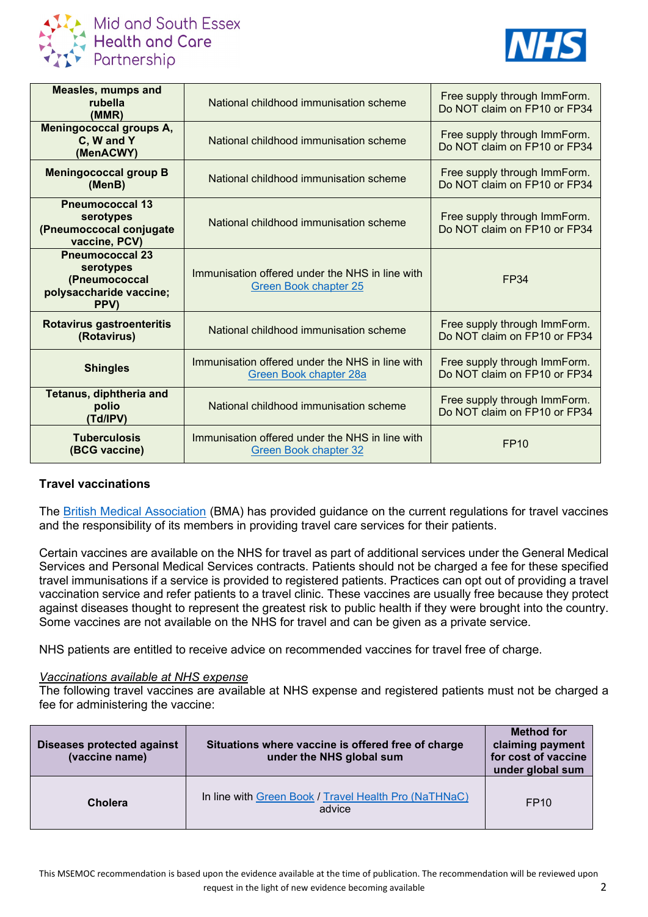| Measles, mumps and rubella (MMR) | National childhood immunisation scheme | Free supply through ImmForm. Do NOT claim on FP10 or FP34 |
|---|---|---|
| **Meningococcal groups A, C, W and Y (MenACWY)** | National childhood immunisation scheme | Free supply through ImmForm. Do NOT claim on FP10 or FP34 |
| **Meningococcal group B (MenB)** | National childhood immunisation scheme | Free supply through ImmForm. Do NOT claim on FP10 or FP34 |
| **Pneumococcal 13 serotypes (Pneumococcal conjugate vaccine, PCV)** | National childhood immunisation scheme | Free supply through ImmForm. Do NOT claim on FP10 or FP34 |
| **Pneumococcal 23 serotypes (Pneumococcal polysaccharide vaccine; PPV)** | Immunisation offered under the NHS in line with Green Book chapter 25 | FP34 |
| **Rotavirus gastroenteritis (Rotavirus)** | National childhood immunisation scheme | Free supply through ImmForm. Do NOT claim on FP10 or FP34 |
| **Shingles** | Immunisation offered under the NHS in line with Green Book chapter 28a | Free supply through ImmForm. Do NOT claim on FP10 or FP34 |
| **Tetanus, diphtheria and polio (Td/IPV)** | National childhood immunisation scheme | Free supply through ImmForm. Do NOT claim on FP10 or FP34 |
| **Tuberculosis (BCG vaccine)** | Immunisation offered under the NHS in line with Green Book chapter 32 | FP10 |

**Travel vaccinations**

The British Medical Association (BMA) has provided guidance on the current regulations for travel vaccines and the responsibility of its members in providing travel care services for their patients.

Certain vaccines are available on the NHS for travel as part of additional services under the General Medical Services and Personal Medical Services contracts. Patients should not be charged a fee for these specified travel immunisations if a service is provided to registered patients. Practices can opt out of providing a travel vaccination service and refer patients to a travel clinic. These vaccines are usually free because they protect against diseases thought to represent the greatest risk to public health if they were brought into the country. Some vaccines are not available on the NHS for travel and can be given as a private service.

NHS patients are entitled to receive advice on recommended vaccines for travel free of charge.

*Vaccinations available at NHS expense*

The following travel vaccines are available at NHS expense and registered patients must not be charged a fee for administering the vaccine:

| Diseases protected against (vaccine name) | Situations where vaccine is offered free of charge under the NHS global sum | Method for claiming payment for cost of vaccine under global sum |
|---|---|---|
| **Cholera** | In line with Green Book / Travel Health Pro (NaTHNaC) advice | FP10 |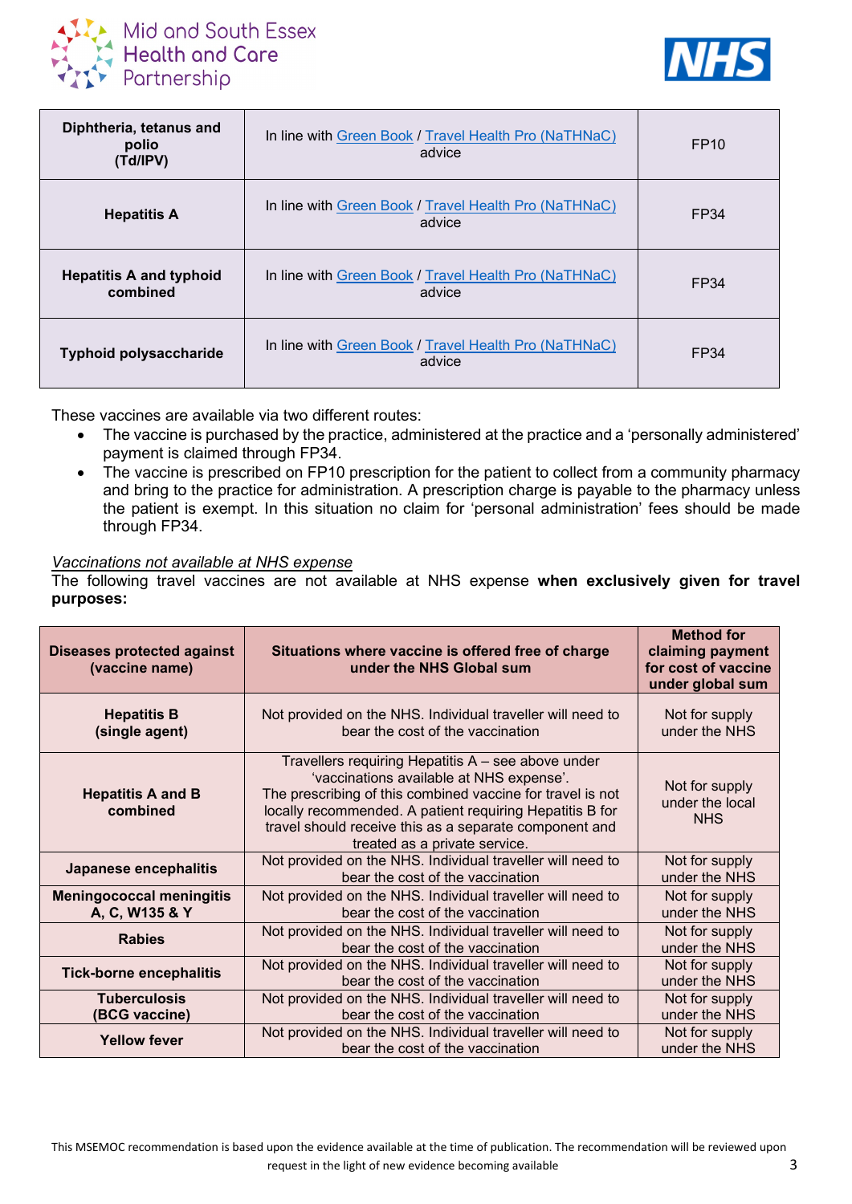| Diphtheria, tetanus and polio (Td/IPV) | In line with Green Book / Travel Health Pro (NaTHNaC) advice | FP10 |
|---|---|---|
| **Hepatitis A** | In line with Green Book / Travel Health Pro (NaTHNaC) advice | FP34 |
| **Hepatitis A and typhoid combined** | In line with Green Book / Travel Health Pro (NaTHNaC) advice | FP34 |
| **Typhoid polysaccharide** | In line with Green Book / Travel Health Pro (NaTHNaC) advice | FP34 |

These vaccines are available via two different routes:

- The vaccine is purchased by the practice, administered at the practice and a 'personally administered' payment is claimed through FP34.
- The vaccine is prescribed on FP10 prescription for the patient to collect from a community pharmacy and bring to the practice for administration. A prescription charge is payable to the pharmacy unless the patient is exempt. In this situation no claim for 'personal administration' fees should be made through FP34.

*Vaccinations not available at NHS expense*

The following travel vaccines are not available at NHS expense **when exclusively given for travel purposes:**

| Diseases protected against (vaccine name) | Situations where vaccine is offered free of charge under the NHS Global sum | Method for claiming payment for cost of vaccine under global sum |
|---|---|---|
| **Hepatitis B (single agent)** | Not provided on the NHS. Individual traveller will need to bear the cost of the vaccination | Not for supply under the NHS |
| **Hepatitis A and B combined** | Travellers requiring Hepatitis A – see above under 'vaccinations available at NHS expense'. The prescribing of this combined vaccine for travel is not locally recommended. A patient requiring Hepatitis B for travel should receive this as a separate component and treated as a private service. | Not for supply under the local NHS |
| **Japanese encephalitis** | Not provided on the NHS. Individual traveller will need to bear the cost of the vaccination | Not for supply under the NHS |
| **Meningococcal meningitis A, C, W135 & Y** | Not provided on the NHS. Individual traveller will need to bear the cost of the vaccination | Not for supply under the NHS |
| **Rabies** | Not provided on the NHS. Individual traveller will need to bear the cost of the vaccination | Not for supply under the NHS |
| **Tick-borne encephalitis** | Not provided on the NHS. Individual traveller will need to bear the cost of the vaccination | Not for supply under the NHS |
| **Tuberculosis (BCG vaccine)** | Not provided on the NHS. Individual traveller will need to bear the cost of the vaccination | Not for supply under the NHS |
| **Yellow fever** | Not provided on the NHS. Individual traveller will need to bear the cost of the vaccination | Not for supply under the NHS |

This MSEMOC recommendation is based upon the evidence available at the time of publication. The recommendation will be reviewed upon request in the light of new evidence becoming available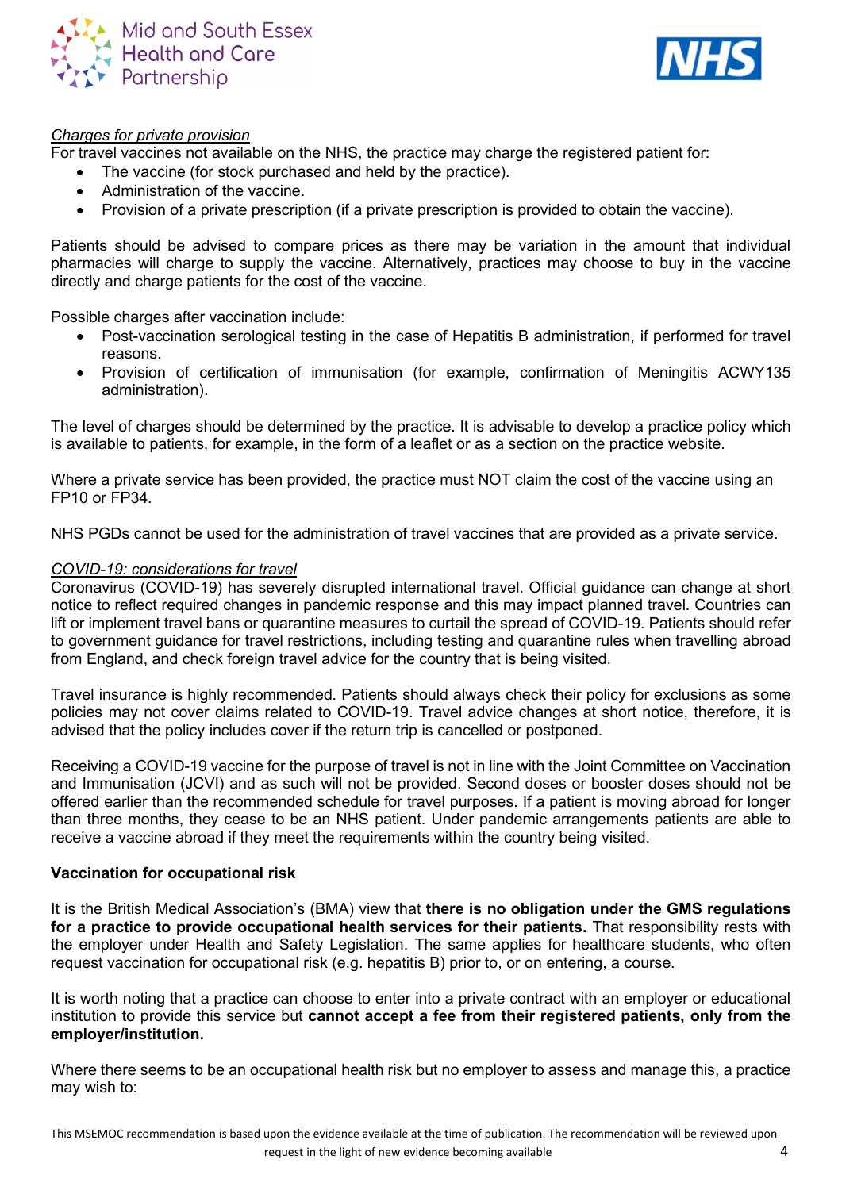*Charges for private provision*

For travel vaccines not available on the NHS, the practice may charge the registered patient for:

- The vaccine (for stock purchased and held by the practice).
- Administration of the vaccine.
- Provision of a private prescription (if a private prescription is provided to obtain the vaccine).

Patients should be advised to compare prices as there may be variation in the amount that individual pharmacies will charge to supply the vaccine. Alternatively, practices may choose to buy in the vaccine directly and charge patients for the cost of the vaccine.

Possible charges after vaccination include:

- Post-vaccination serological testing in the case of Hepatitis B administration, if performed for travel reasons.
- Provision of certification of immunisation (for example, confirmation of Meningitis ACWY135 administration).

The level of charges should be determined by the practice. It is advisable to develop a practice policy which is available to patients, for example, in the form of a leaflet or as a section on the practice website.

Where a private service has been provided, the practice must NOT claim the cost of the vaccine using an FP10 or FP34.

NHS PGDs cannot be used for the administration of travel vaccines that are provided as a private service.

*COVID-19: considerations for travel*

Coronavirus (COVID-19) has severely disrupted international travel. Official guidance can change at short notice to reflect required changes in pandemic response and this may impact planned travel. Countries can lift or implement travel bans or quarantine measures to curtail the spread of COVID-19. Patients should refer to government guidance for travel restrictions, including testing and quarantine rules when travelling abroad from England, and check foreign travel advice for the country that is being visited.

Travel insurance is highly recommended. Patients should always check their policy for exclusions as some policies may not cover claims related to COVID-19. Travel advice changes at short notice, therefore, it is advised that the policy includes cover if the return trip is cancelled or postponed.

Receiving a COVID-19 vaccine for the purpose of travel is not in line with the Joint Committee on Vaccination and Immunisation (JCVI) and as such will not be provided. Second doses or booster doses should not be offered earlier than the recommended schedule for travel purposes. If a patient is moving abroad for longer than three months, they cease to be an NHS patient. Under pandemic arrangements patients are able to receive a vaccine abroad if they meet the requirements within the country being visited.

**Vaccination for occupational risk**

It is the British Medical Association's (BMA) view that **there is no obligation under the GMS regulations for a practice to provide occupational health services for their patients.** That responsibility rests with the employer under Health and Safety Legislation. The same applies for healthcare students, who often request vaccination for occupational risk (e.g. hepatitis B) prior to, or on entering, a course.

It is worth noting that a practice can choose to enter into a private contract with an employer or educational institution to provide this service but **cannot accept a fee from their registered patients, only from the employer/institution.**

Where there seems to be an occupational health risk but no employer to assess and manage this, a practice may wish to: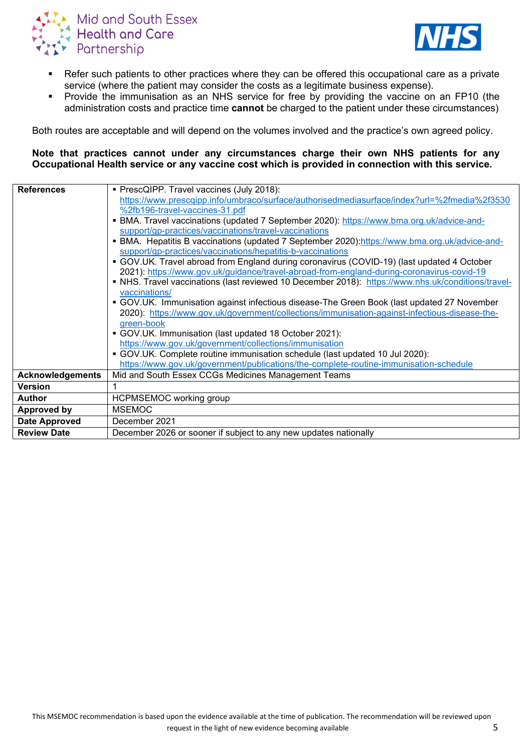- Refer such patients to other practices where they can be offered this occupational care as a private service (where the patient may consider the costs as a legitimate business expense).
- Provide the immunisation as an NHS service for free by providing the vaccine on an FP10 (the administration costs and practice time **cannot** be charged to the patient under these circumstances)

Both routes are acceptable and will depend on the volumes involved and the practice's own agreed policy.

**Note that practices cannot under any circumstances charge their own NHS patients for any Occupational Health service or any vaccine cost which is provided in connection with this service.**

| | |
|---|---|
| **References** | ▪ PrescQIPP. Travel vaccines (July 2018): https://www.prescqipp.info/umbraco/surface/authorisedmediasurface/index?url=%2fmedia%2f3530%2fb196-travel-vaccines-31.pdf<br>▪ BMA. Travel vaccinations (updated 7 September 2020): https://www.bma.org.uk/advice-and-support/gp-practices/vaccinations/travel-vaccinations<br>▪ BMA. Hepatitis B vaccinations (updated 7 September 2020):https://www.bma.org.uk/advice-and-support/gp-practices/vaccinations/hepatitis-b-vaccinations<br>▪ GOV.UK. Travel abroad from England during coronavirus (COVID-19) (last updated 4 October 2021): https://www.gov.uk/guidance/travel-abroad-from-england-during-coronavirus-covid-19<br>▪ NHS. Travel vaccinations (last reviewed 10 December 2018): https://www.nhs.uk/conditions/travel-vaccinations/<br>▪ GOV.UK. Immunisation against infectious disease-The Green Book (last updated 27 November 2020): https://www.gov.uk/government/collections/immunisation-against-infectious-disease-the-green-book<br>▪ GOV.UK. Immunisation (last updated 18 October 2021): https://www.gov.uk/government/collections/immunisation<br>▪ GOV.UK. Complete routine immunisation schedule (last updated 10 Jul 2020): https://www.gov.uk/government/publications/the-complete-routine-immunisation-schedule |
| **Acknowledgements** | Mid and South Essex CCGs Medicines Management Teams |
| **Version** | 1 |
| **Author** | HCPMSEMOC working group |
| **Approved by** | MSEMOC |
| **Date Approved** | December 2021 |
| **Review Date** | December 2026 or sooner if subject to any new updates nationally |